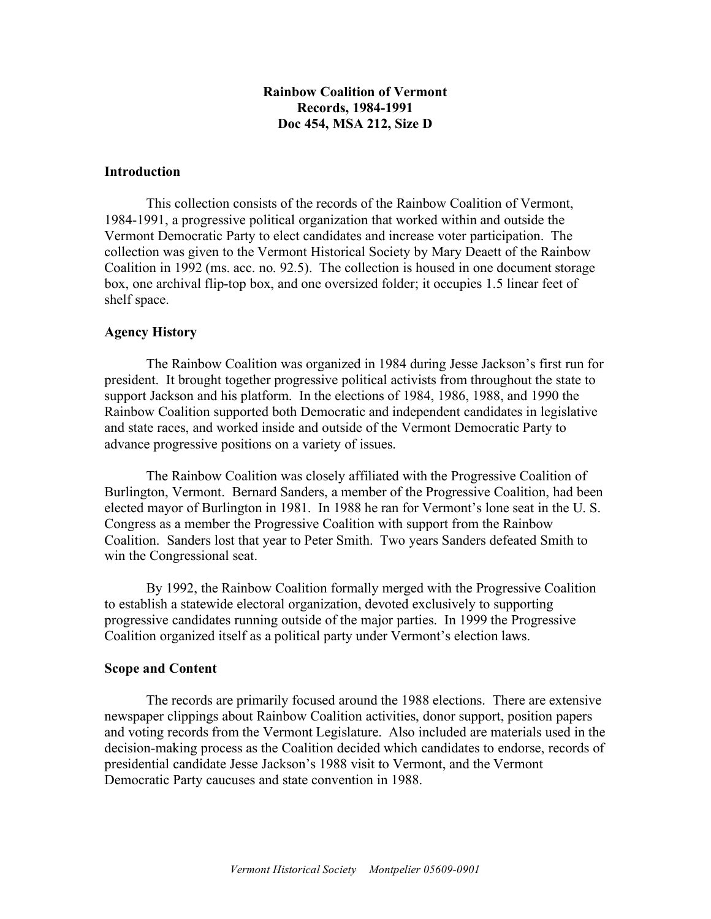**Rainbow Coalition of Vermont**
**Records, 1984-1991**
**Doc 454, MSA 212, Size D**

## Introduction

This collection consists of the records of the Rainbow Coalition of Vermont, 1984-1991, a progressive political organization that worked within and outside the Vermont Democratic Party to elect candidates and increase voter participation. The collection was given to the Vermont Historical Society by Mary Deaett of the Rainbow Coalition in 1992 (ms. acc. no. 92.5). The collection is housed in one document storage box, one archival flip-top box, and one oversized folder; it occupies 1.5 linear feet of shelf space.

## Agency History

The Rainbow Coalition was organized in 1984 during Jesse Jackson's first run for president. It brought together progressive political activists from throughout the state to support Jackson and his platform. In the elections of 1984, 1986, 1988, and 1990 the Rainbow Coalition supported both Democratic and independent candidates in legislative and state races, and worked inside and outside of the Vermont Democratic Party to advance progressive positions on a variety of issues.

The Rainbow Coalition was closely affiliated with the Progressive Coalition of Burlington, Vermont. Bernard Sanders, a member of the Progressive Coalition, had been elected mayor of Burlington in 1981. In 1988 he ran for Vermont's lone seat in the U. S. Congress as a member the Progressive Coalition with support from the Rainbow Coalition. Sanders lost that year to Peter Smith. Two years Sanders defeated Smith to win the Congressional seat.

By 1992, the Rainbow Coalition formally merged with the Progressive Coalition to establish a statewide electoral organization, devoted exclusively to supporting progressive candidates running outside of the major parties. In 1999 the Progressive Coalition organized itself as a political party under Vermont's election laws.

## Scope and Content

The records are primarily focused around the 1988 elections. There are extensive newspaper clippings about Rainbow Coalition activities, donor support, position papers and voting records from the Vermont Legislature. Also included are materials used in the decision-making process as the Coalition decided which candidates to endorse, records of presidential candidate Jesse Jackson's 1988 visit to Vermont, and the Vermont Democratic Party caucuses and state convention in 1988.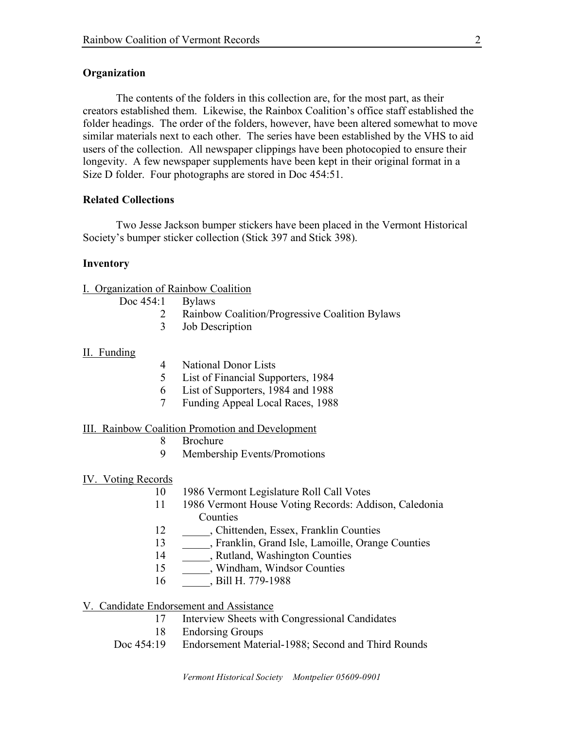## Organization

The contents of the folders in this collection are, for the most part, as their creators established them. Likewise, the Rainbox Coalition's office staff established the folder headings. The order of the folders, however, have been altered somewhat to move similar materials next to each other. The series have been established by the VHS to aid users of the collection. All newspaper clippings have been photocopied to ensure their longevity. A few newspaper supplements have been kept in their original format in a Size D folder. Four photographs are stored in Doc 454:51.

## Related Collections

Two Jesse Jackson bumper stickers have been placed in the Vermont Historical Society's bumper sticker collection (Stick 397 and Stick 398).

## Inventory

<u>I. Organization of Rainbow Coalition</u>

| | |
|---|---|
| Doc 454:1 | Bylaws |
| 2 | Rainbow Coalition/Progressive Coalition Bylaws |
| 3 | Job Description |

<u>II. Funding</u>

| | |
|---|---|
| 4 | National Donor Lists |
| 5 | List of Financial Supporters, 1984 |
| 6 | List of Supporters, 1984 and 1988 |
| 7 | Funding Appeal Local Races, 1988 |

<u>III. Rainbow Coalition Promotion and Development</u>

| | |
|---|---|
| 8 | Brochure |
| 9 | Membership Events/Promotions |

<u>IV. Voting Records</u>

| | |
|---|---|
| 10 | 1986 Vermont Legislature Roll Call Votes |
| 11 | 1986 Vermont House Voting Records: Addison, Caledonia Counties |
| 12 | _____, Chittenden, Essex, Franklin Counties |
| 13 | _____, Franklin, Grand Isle, Lamoille, Orange Counties |
| 14 | _____, Rutland, Washington Counties |
| 15 | _____, Windham, Windsor Counties |
| 16 | _____, Bill H. 779-1988 |

<u>V. Candidate Endorsement and Assistance</u>

| | |
|---|---|
| 17 | Interview Sheets with Congressional Candidates |
| 18 | Endorsing Groups |
| Doc 454:19 | Endorsement Material-1988; Second and Third Rounds |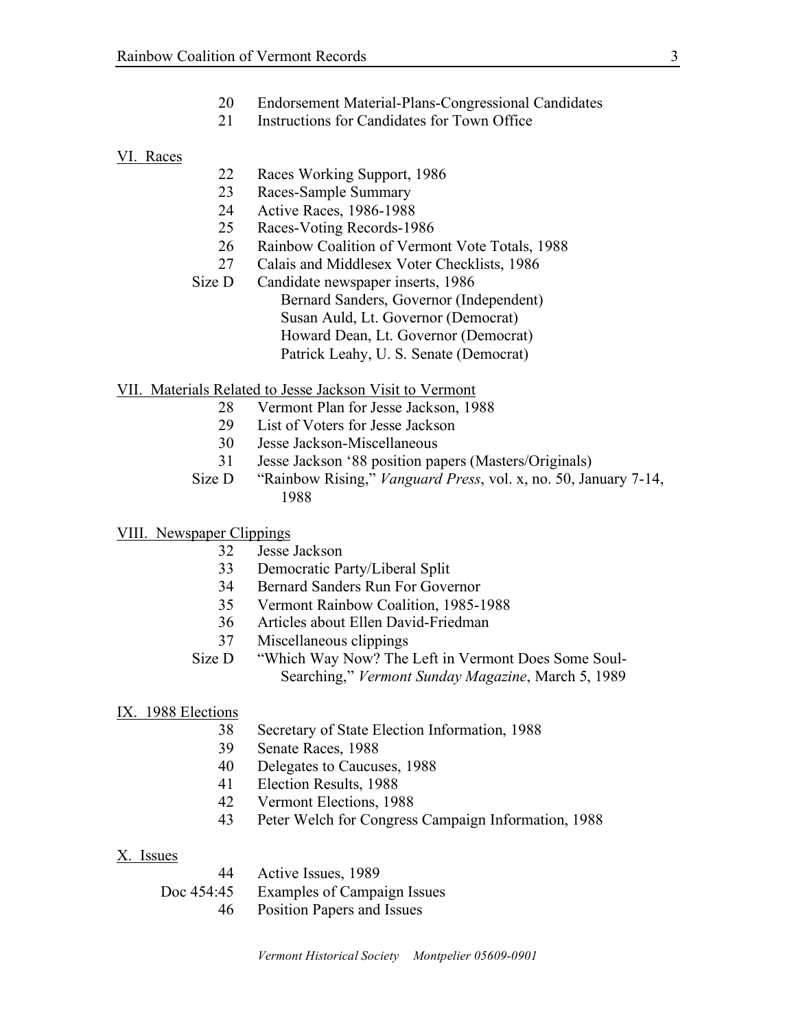20 Endorsement Material-Plans-Congressional Candidates
21 Instructions for Candidates for Town Office

<u>VI. Races</u>

22 Races Working Support, 1986
23 Races-Sample Summary
24 Active Races, 1986-1988
25 Races-Voting Records-1986
26 Rainbow Coalition of Vermont Vote Totals, 1988
27 Calais and Middlesex Voter Checklists, 1986
Size D Candidate newspaper inserts, 1986
 Bernard Sanders, Governor (Independent)
 Susan Auld, Lt. Governor (Democrat)
 Howard Dean, Lt. Governor (Democrat)
 Patrick Leahy, U. S. Senate (Democrat)

<u>VII. Materials Related to Jesse Jackson Visit to Vermont</u>

28 Vermont Plan for Jesse Jackson, 1988
29 List of Voters for Jesse Jackson
30 Jesse Jackson-Miscellaneous
31 Jesse Jackson '88 position papers (Masters/Originals)
Size D "Rainbow Rising," *Vanguard Press*, vol. x, no. 50, January 7-14, 1988

<u>VIII. Newspaper Clippings</u>

32 Jesse Jackson
33 Democratic Party/Liberal Split
34 Bernard Sanders Run For Governor
35 Vermont Rainbow Coalition, 1985-1988
36 Articles about Ellen David-Friedman
37 Miscellaneous clippings
Size D "Which Way Now? The Left in Vermont Does Some Soul-Searching," *Vermont Sunday Magazine*, March 5, 1989

<u>IX. 1988 Elections</u>

38 Secretary of State Election Information, 1988
39 Senate Races, 1988
40 Delegates to Caucuses, 1988
41 Election Results, 1988
42 Vermont Elections, 1988
43 Peter Welch for Congress Campaign Information, 1988

<u>X. Issues</u>

44 Active Issues, 1989
Doc 454:45 Examples of Campaign Issues
46 Position Papers and Issues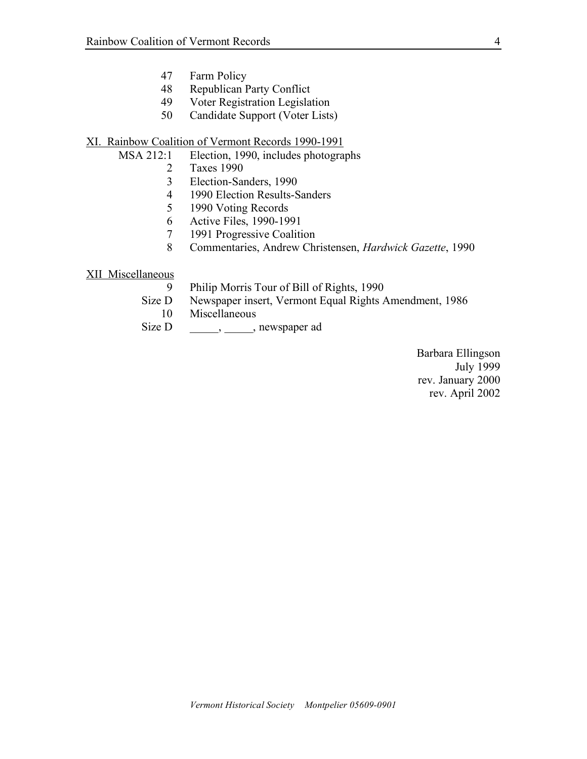47 Farm Policy
48 Republican Party Conflict
49 Voter Registration Legislation
50 Candidate Support (Voter Lists)

XI. Rainbow Coalition of Vermont Records 1990-1991

MSA 212:1 Election, 1990, includes photographs
2 Taxes 1990
3 Election-Sanders, 1990
4 1990 Election Results-Sanders
5 1990 Voting Records
6 Active Files, 1990-1991
7 1991 Progressive Coalition
8 Commentaries, Andrew Christensen, *Hardwick Gazette*, 1990

XII Miscellaneous

9 Philip Morris Tour of Bill of Rights, 1990
Size D Newspaper insert, Vermont Equal Rights Amendment, 1986
10 Miscellaneous
Size D _____, _____, newspaper ad

Barbara Ellingson
July 1999
rev. January 2000
rev. April 2002

*Vermont Historical Society Montpelier 05609-0901*